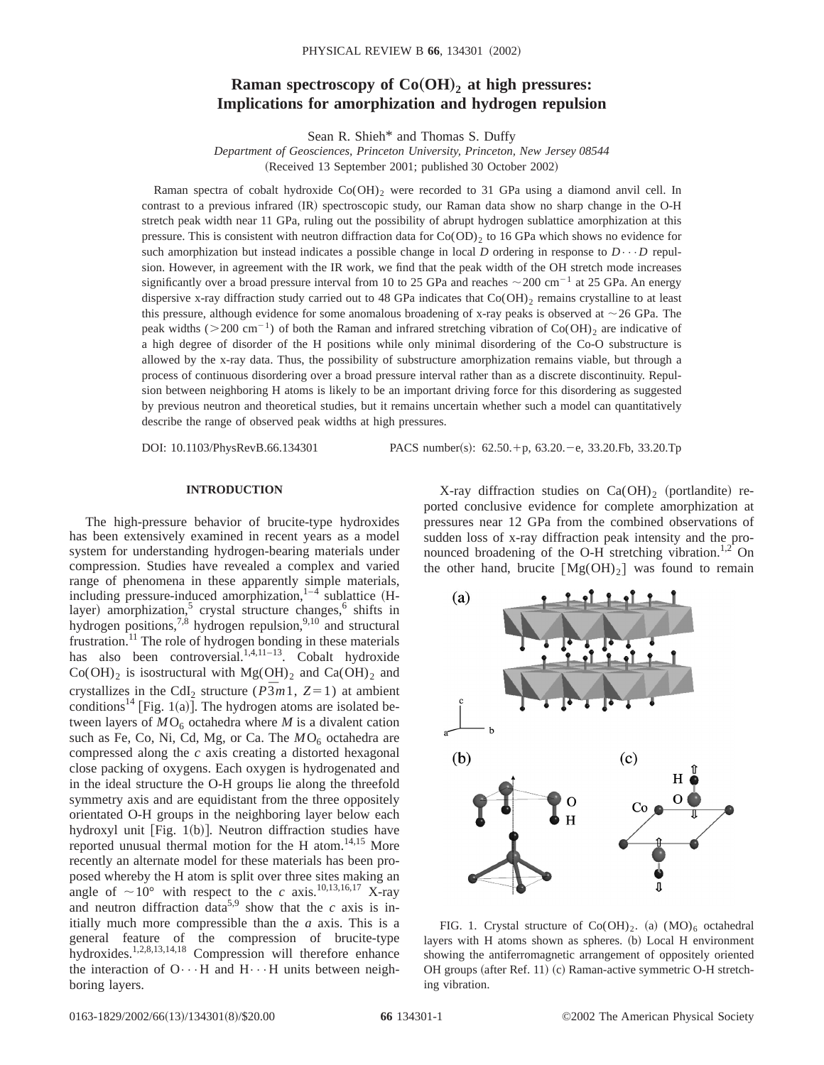# Raman spectroscopy of $Co(OH)_2$ at high pressures: Implications for amorphization and hydrogen repulsion

Sean R. Shieh* and Thomas S. Duffy

*Department of Geosciences, Princeton University, Princeton, New Jersey 08544*

(Received 13 September 2001; published 30 October 2002)

Raman spectra of cobalt hydroxide $Co(OH)_2$ were recorded to 31 GPa using a diamond anvil cell. In contrast to a previous infrared (IR) spectroscopic study, our Raman data show no sharp change in the O-H stretch peak width near 11 GPa, ruling out the possibility of abrupt hydrogen sublattice amorphization at this pressure. This is consistent with neutron diffraction data for $Co(OD)_2$ to 16 GPa which shows no evidence for such amorphization but instead indicates a possible change in local $D$ ordering in response to $D\cdots D$ repulsion. However, in agreement with the IR work, we find that the peak width of the OH stretch mode increases significantly over a broad pressure interval from 10 to 25 GPa and reaches $\sim 200\ \mathrm{cm}^{-1}$ at 25 GPa. An energy dispersive x-ray diffraction study carried out to 48 GPa indicates that $Co(OH)_2$ remains crystalline to at least this pressure, although evidence for some anomalous broadening of x-ray peaks is observed at $\sim 26$ GPa. The peak widths ($>200\ \mathrm{cm}^{-1}$) of both the Raman and infrared stretching vibration of $Co(OH)_2$ are indicative of a high degree of disorder of the H positions while only minimal disordering of the Co-O substructure is allowed by the x-ray data. Thus, the possibility of substructure amorphization remains viable, but through a process of continuous disordering over a broad pressure interval rather than as a discrete discontinuity. Repulsion between neighboring H atoms is likely to be an important driving force for this disordering as suggested by previous neutron and theoretical studies, but it remains uncertain whether such a model can quantitatively describe the range of observed peak widths at high pressures.

DOI: 10.1103/PhysRevB.66.134301 PACS number(s): 62.50.+p, 63.20.−e, 33.20.Fb, 33.20.Tp

## INTRODUCTION

The high-pressure behavior of brucite-type hydroxides has been extensively examined in recent years as a model system for understanding hydrogen-bearing materials under compression. Studies have revealed a complex and varied range of phenomena in these apparently simple materials, including pressure-induced amorphization,[1–4] sublattice (H-layer) amorphization,[5] crystal structure changes,[6] shifts in hydrogen positions,[7,8] hydrogen repulsion,[9,10] and structural frustration.[11] The role of hydrogen bonding in these materials has also been controversial.[1,4,11–13]. Cobalt hydroxide $Co(OH)_2$ is isostructural with $Mg(OH)_2$ and $Ca(OH)_2$ and crystallizes in the $CdI_2$ structure ($P\bar{3}m1$, $Z=1$) at ambient conditions[14] [Fig. 1(a)]. The hydrogen atoms are isolated between layers of $MO_6$ octahedra where $M$ is a divalent cation such as Fe, Co, Ni, Cd, Mg, or Ca. The $MO_6$ octahedra are compressed along the $c$ axis creating a distorted hexagonal close packing of oxygens. Each oxygen is hydrogenated and in the ideal structure the O-H groups lie along the threefold symmetry axis and are equidistant from the three oppositely orientated O-H groups in the neighboring layer below each hydroxyl unit [Fig. 1(b)]. Neutron diffraction studies have reported unusual thermal motion for the H atom.[14,15] More recently an alternate model for these materials has been proposed whereby the H atom is split over three sites making an angle of $\sim 10°$ with respect to the $c$ axis.[10,13,16,17] X-ray and neutron diffraction data[5,9] show that the $c$ axis is initially much more compressible than the $a$ axis. This is a general feature of the compression of brucite-type hydroxides.[1,2,8,13,14,18] Compression will therefore enhance the interaction of $O\cdots H$ and $H\cdots H$ units between neighboring layers.

X-ray diffraction studies on $Ca(OH)_2$ (portlandite) reported conclusive evidence for complete amorphization at pressures near 12 GPa from the combined observations of sudden loss of x-ray diffraction peak intensity and the pronounced broadening of the O-H stretching vibration.[1,2] On the other hand, brucite [$Mg(OH)_2$] was found to remain

FIG. 1. Crystal structure of $Co(OH)_2$. (a) $(MO)_6$ octahedral layers with H atoms shown as spheres. (b) Local H environment showing the antiferromagnetic arrangement of oppositely oriented OH groups (after Ref. 11) (c) Raman-active symmetric O-H stretching vibration.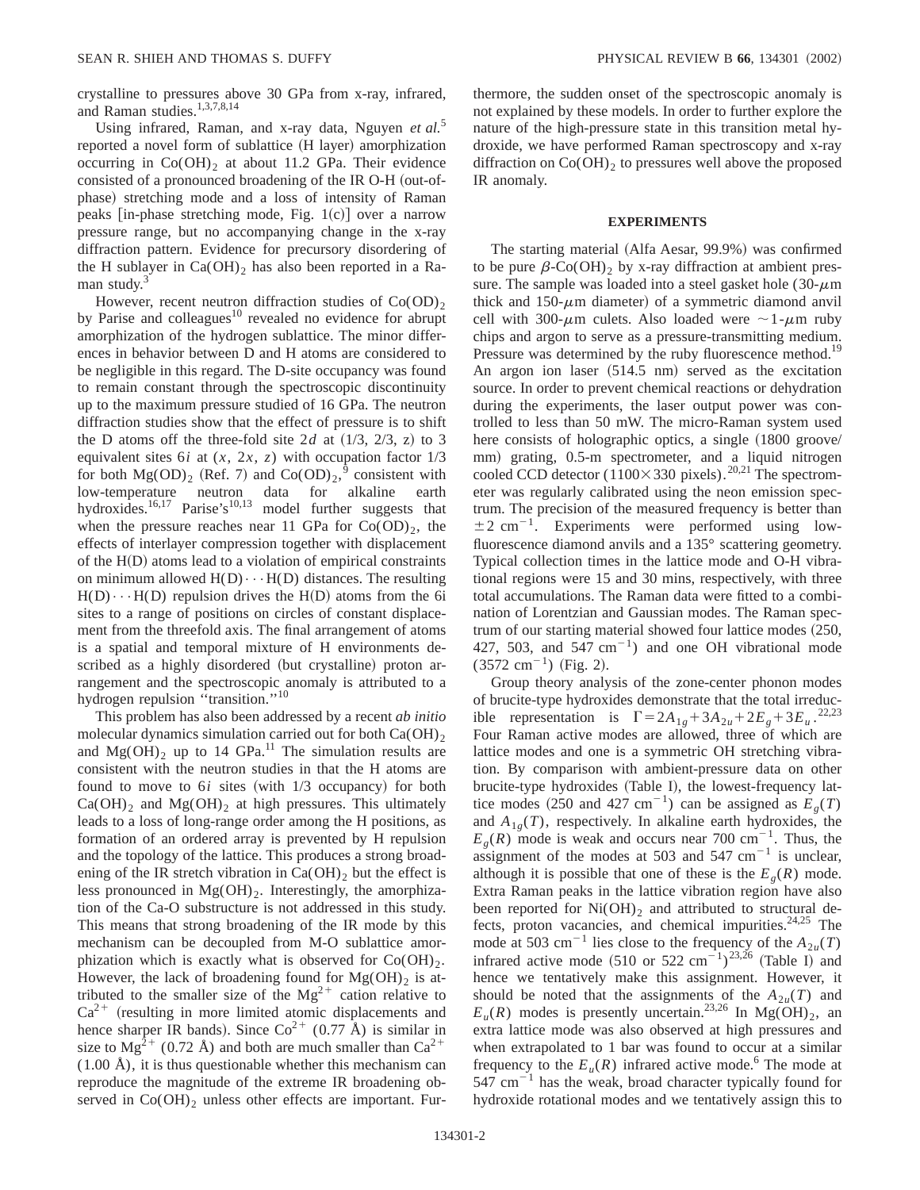crystalline to pressures above 30 GPa from x-ray, infrared, and Raman studies.[1,3,7,8,14]

Using infrared, Raman, and x-ray data, Nguyen *et al.*[5] reported a novel form of sublattice (H layer) amorphization occurring in $Co(OH)_2$ at about 11.2 GPa. Their evidence consisted of a pronounced broadening of the IR O-H (out-of-phase) stretching mode and a loss of intensity of Raman peaks [in-phase stretching mode, Fig. 1(c)] over a narrow pressure range, but no accompanying change in the x-ray diffraction pattern. Evidence for precursory disordering of the H sublayer in $Ca(OH)_2$ has also been reported in a Raman study.[3]

However, recent neutron diffraction studies of $Co(OD)_2$ by Parise and colleagues[10] revealed no evidence for abrupt amorphization of the hydrogen sublattice. The minor differences in behavior between D and H atoms are considered to be negligible in this regard. The D-site occupancy was found to remain constant through the spectroscopic discontinuity up to the maximum pressure studied of 16 GPa. The neutron diffraction studies show that the effect of pressure is to shift the D atoms off the three-fold site $2d$ at (1/3, 2/3, z) to 3 equivalent sites $6i$ at ($x$, $2x$, $z$) with occupation factor 1/3 for both $Mg(OD)_2$ (Ref. 7) and $Co(OD)_2$,[9] consistent with low-temperature neutron data for alkaline earth hydroxides.[16,17] Parise's[10,13] model further suggests that when the pressure reaches near 11 GPa for $Co(OD)_2$, the effects of interlayer compression together with displacement of the H(D) atoms lead to a violation of empirical constraints on minimum allowed $H(D)\cdots H(D)$ distances. The resulting $H(D)\cdots H(D)$ repulsion drives the H(D) atoms from the 6i sites to a range of positions on circles of constant displacement from the threefold axis. The final arrangement of atoms is a spatial and temporal mixture of H environments described as a highly disordered (but crystalline) proton arrangement and the spectroscopic anomaly is attributed to a hydrogen repulsion "transition."[10]

This problem has also been addressed by a recent *ab initio* molecular dynamics simulation carried out for both $Ca(OH)_2$ and $Mg(OH)_2$ up to 14 GPa.[11] The simulation results are consistent with the neutron studies in that the H atoms are found to move to $6i$ sites (with 1/3 occupancy) for both $Ca(OH)_2$ and $Mg(OH)_2$ at high pressures. This ultimately leads to a loss of long-range order among the H positions, as formation of an ordered array is prevented by H repulsion and the topology of the lattice. This produces a strong broadening of the IR stretch vibration in $Ca(OH)_2$ but the effect is less pronounced in $Mg(OH)_2$. Interestingly, the amorphization of the Ca-O substructure is not addressed in this study. This means that strong broadening of the IR mode by this mechanism can be decoupled from M-O sublattice amorphization which is exactly what is observed for $Co(OH)_2$. However, the lack of broadening found for $Mg(OH)_2$ is attributed to the smaller size of the $Mg^{2+}$ cation relative to $Ca^{2+}$ (resulting in more limited atomic displacements and hence sharper IR bands). Since $Co^{2+}$ (0.77 Å) is similar in size to $Mg^{2+}$ (0.72 Å) and both are much smaller than $Ca^{2+}$ (1.00 Å), it is thus questionable whether this mechanism can reproduce the magnitude of the extreme IR broadening observed in $Co(OH)_2$ unless other effects are important. Furthermore, the sudden onset of the spectroscopic anomaly is not explained by these models. In order to further explore the nature of the high-pressure state in this transition metal hydroxide, we have performed Raman spectroscopy and x-ray diffraction on $Co(OH)_2$ to pressures well above the proposed IR anomaly.

## EXPERIMENTS

The starting material (Alfa Aesar, 99.9%) was confirmed to be pure $\beta$-$Co(OH)_2$ by x-ray diffraction at ambient pressure. The sample was loaded into a steel gasket hole (30-$\mu$m thick and 150-$\mu$m diameter) of a symmetric diamond anvil cell with 300-$\mu$m culets. Also loaded were $\sim$1-$\mu$m ruby chips and argon to serve as a pressure-transmitting medium. Pressure was determined by the ruby fluorescence method.[19] An argon ion laser (514.5 nm) served as the excitation source. In order to prevent chemical reactions or dehydration during the experiments, the laser output power was controlled to less than 50 mW. The micro-Raman system used here consists of holographic optics, a single (1800 groove/mm) grating, 0.5-m spectrometer, and a liquid nitrogen cooled CCD detector (1100×330 pixels).[20,21] The spectrometer was regularly calibrated using the neon emission spectrum. The precision of the measured frequency is better than $\pm 2$ cm$^{-1}$. Experiments were performed using low-fluorescence diamond anvils and a 135° scattering geometry. Typical collection times in the lattice mode and O-H vibrational regions were 15 and 30 mins, respectively, with three total accumulations. The Raman data were fitted to a combination of Lorentzian and Gaussian modes. The Raman spectrum of our starting material showed four lattice modes (250, 427, 503, and 547 cm$^{-1}$) and one OH vibrational mode (3572 cm$^{-1}$) (Fig. 2).

Group theory analysis of the zone-center phonon modes of brucite-type hydroxides demonstrate that the total irreducible representation is $\Gamma = 2A_{1g} + 3A_{2u} + 2E_g + 3E_u$.[22,23] Four Raman active modes are allowed, three of which are lattice modes and one is a symmetric OH stretching vibration. By comparison with ambient-pressure data on other brucite-type hydroxides (Table I), the lowest-frequency lattice modes (250 and 427 cm$^{-1}$) can be assigned as $E_g(T)$ and $A_{1g}(T)$, respectively. In alkaline earth hydroxides, the $E_g(R)$ mode is weak and occurs near 700 cm$^{-1}$. Thus, the assignment of the modes at 503 and 547 cm$^{-1}$ is unclear, although it is possible that one of these is the $E_g(R)$ mode. Extra Raman peaks in the lattice vibration region have also been reported for $Ni(OH)_2$ and attributed to structural defects, proton vacancies, and chemical impurities.[24,25] The mode at 503 cm$^{-1}$ lies close to the frequency of the $A_{2u}(T)$ infrared active mode (510 or 522 cm$^{-1}$)[23,26] (Table I) and hence we tentatively make this assignment. However, it should be noted that the assignments of the $A_{2u}(T)$ and $E_u(R)$ modes is presently uncertain.[23,26] In $Mg(OH)_2$, an extra lattice mode was also observed at high pressures and when extrapolated to 1 bar was found to occur at a similar frequency to the $E_u(R)$ infrared active mode.[6] The mode at 547 cm$^{-1}$ has the weak, broad character typically found for hydroxide rotational modes and we tentatively assign this to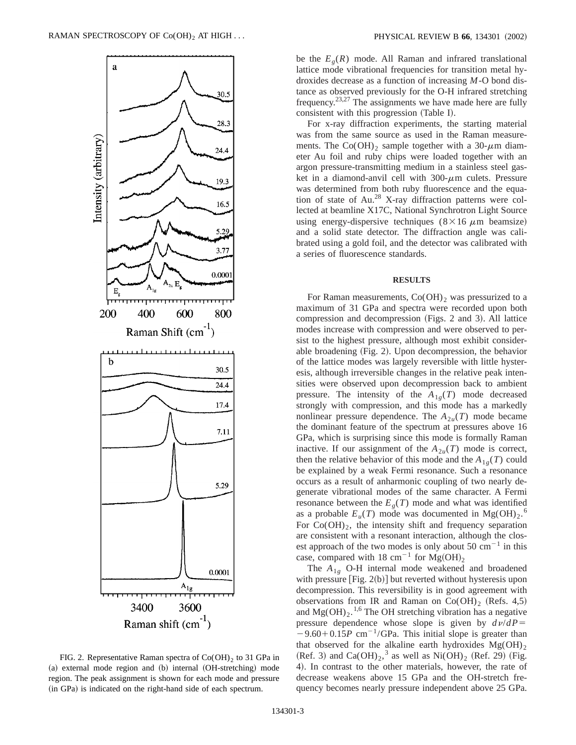FIG. 2. Representative Raman spectra of $Co(OH)_2$ to 31 GPa in (a) external mode region and (b) internal (OH-stretching) mode region. The peak assignment is shown for each mode and pressure (in GPa) is indicated on the right-hand side of each spectrum.

be the $E_g(R)$ mode. All Raman and infrared translational lattice mode vibrational frequencies for transition metal hydroxides decrease as a function of increasing $M$-O bond distance as observed previously for the O-H infrared stretching frequency.[23,27] The assignments we have made here are fully consistent with this progression (Table I).

For x-ray diffraction experiments, the starting material was from the same source as used in the Raman measurements. The $Co(OH)_2$ sample together with a 30-$\mu$m diameter Au foil and ruby chips were loaded together with an argon pressure-transmitting medium in a stainless steel gasket in a diamond-anvil cell with 300-$\mu$m culets. Pressure was determined from both ruby fluorescence and the equation of state of Au.[28] X-ray diffraction patterns were collected at beamline X17C, National Synchrotron Light Source using energy-dispersive techniques ($8\times16$ $\mu$m beamsize) and a solid state detector. The diffraction angle was calibrated using a gold foil, and the detector was calibrated with a series of fluorescence standards.

## RESULTS

For Raman measurements, $Co(OH)_2$ was pressurized to a maximum of 31 GPa and spectra were recorded upon both compression and decompression (Figs. 2 and 3). All lattice modes increase with compression and were observed to persist to the highest pressure, although most exhibit considerable broadening (Fig. 2). Upon decompression, the behavior of the lattice modes was largely reversible with little hysteresis, although irreversible changes in the relative peak intensities were observed upon decompression back to ambient pressure. The intensity of the $A_{1g}(T)$ mode decreased strongly with compression, and this mode has a markedly nonlinear pressure dependence. The $A_{2u}(T)$ mode became the dominant feature of the spectrum at pressures above 16 GPa, which is surprising since this mode is formally Raman inactive. If our assignment of the $A_{2u}(T)$ mode is correct, then the relative behavior of this mode and the $A_{1g}(T)$ could be explained by a weak Fermi resonance. Such a resonance occurs as a result of anharmonic coupling of two nearly degenerate vibrational modes of the same character. A Fermi resonance between the $E_g(T)$ mode and what was identified as a probable $E_u(T)$ mode was documented in $Mg(OH)_2$.[6] For $Co(OH)_2$, the intensity shift and frequency separation are consistent with a resonant interaction, although the closest approach of the two modes is only about 50 cm$^{-1}$ in this case, compared with 18 cm$^{-1}$ for $Mg(OH)_2$

The $A_{1g}$ O-H internal mode weakened and broadened with pressure [Fig. 2(b)] but reverted without hysteresis upon decompression. This reversibility is in good agreement with observations from IR and Raman on $Co(OH)_2$ (Refs. 4,5) and $Mg(OH)_2$.[1,6] The OH stretching vibration has a negative pressure dependence whose slope is given by $d\nu/dP = -9.60+0.15P$ cm$^{-1}$/GPa. This initial slope is greater than that observed for the alkaline earth hydroxides $Mg(OH)_2$ (Ref. 3) and $Ca(OH)_2$,[3] as well as $Ni(OH)_2$ (Ref. 29) (Fig. 4). In contrast to the other materials, however, the rate of decrease weakens above 15 GPa and the OH-stretch frequency becomes nearly pressure independent above 25 GPa.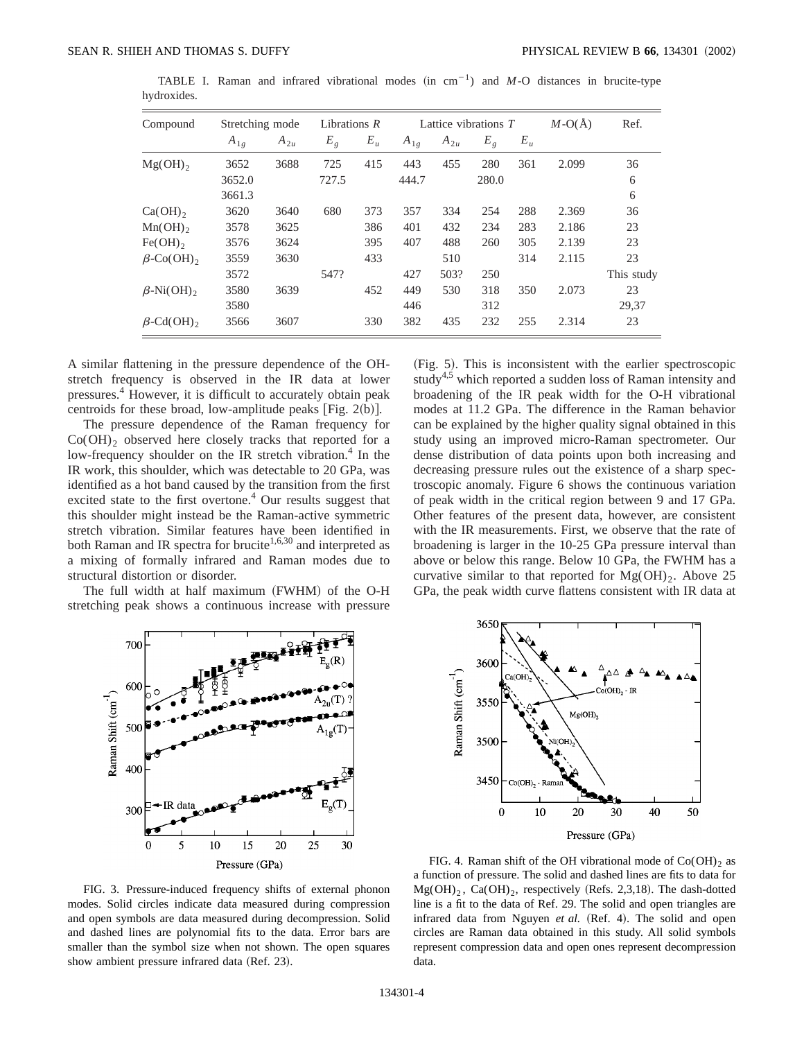TABLE I. Raman and infrared vibrational modes (in $cm^{-1}$) and $M$-O distances in brucite-type hydroxides.

| Compound | Stretching mode | | Librations $R$ | | Lattice vibrations $T$ | | | | $M$-O(Å) | Ref. |
|---|---|---|---|---|---|---|---|---|---|---|
| | $A_{1g}$ | $A_{2u}$ | $E_g$ | $E_u$ | $A_{1g}$ | $A_{2u}$ | $E_g$ | $E_u$ | | |
| $Mg(OH)_2$ | 3652 | 3688 | 725 | 415 | 443 | 455 | 280 | 361 | 2.099 | 36 |
| | 3652.0 | | 727.5 | | 444.7 | | 280.0 | | | 6 |
| | 3661.3 | | | | | | | | | 6 |
| $Ca(OH)_2$ | 3620 | 3640 | 680 | 373 | 357 | 334 | 254 | 288 | 2.369 | 36 |
| $Mn(OH)_2$ | 3578 | 3625 | | 386 | 401 | 432 | 234 | 283 | 2.186 | 23 |
| $Fe(OH)_2$ | 3576 | 3624 | | 395 | 407 | 488 | 260 | 305 | 2.139 | 23 |
| $\beta$-$Co(OH)_2$ | 3559 | 3630 | | 433 | | 510 | | 314 | 2.115 | 23 |
| | 3572 | | 547? | | 427 | 503? | 250 | | | This study |
| $\beta$-$Ni(OH)_2$ | 3580 | 3639 | | 452 | 449 | 530 | 318 | 350 | 2.073 | 23 |
| | 3580 | | | | 446 | | 312 | | | 29,37 |
| $\beta$-$Cd(OH)_2$ | 3566 | 3607 | | 330 | 382 | 435 | 232 | 255 | 2.314 | 23 |

A similar flattening in the pressure dependence of the OH-stretch frequency is observed in the IR data at lower pressures.[4] However, it is difficult to accurately obtain peak centroids for these broad, low-amplitude peaks [Fig. 2(b)].

The pressure dependence of the Raman frequency for $Co(OH)_2$ observed here closely tracks that reported for a low-frequency shoulder on the IR stretch vibration.[4] In the IR work, this shoulder, which was detectable to 20 GPa, was identified as a hot band caused by the transition from the first excited state to the first overtone.[4] Our results suggest that this shoulder might instead be the Raman-active symmetric stretch vibration. Similar features have been identified in both Raman and IR spectra for brucite[1,6,30] and interpreted as a mixing of formally infrared and Raman modes due to structural distortion or disorder.

The full width at half maximum (FWHM) of the O-H stretching peak shows a continuous increase with pressure (Fig. 5). This is inconsistent with the earlier spectroscopic study[4,5] which reported a sudden loss of Raman intensity and broadening of the IR peak width for the O-H vibrational modes at 11.2 GPa. The difference in the Raman behavior can be explained by the higher quality signal obtained in this study using an improved micro-Raman spectrometer. Our dense distribution of data points upon both increasing and decreasing pressure rules out the existence of a sharp spectroscopic anomaly. Figure 6 shows the continuous variation of peak width in the critical region between 9 and 17 GPa. Other features of the present data, however, are consistent with the IR measurements. First, we observe that the rate of broadening is larger in the 10-25 GPa pressure interval than above or below this range. Below 10 GPa, the FWHM has a curvative similar to that reported for $Mg(OH)_2$. Above 25 GPa, the peak width curve flattens consistent with IR data at

FIG. 3. Pressure-induced frequency shifts of external phonon modes. Solid circles indicate data measured during compression and open symbols are data measured during decompression. Solid and dashed lines are polynomial fits to the data. Error bars are smaller than the symbol size when not shown. The open squares show ambient pressure infrared data (Ref. 23).

FIG. 4. Raman shift of the OH vibrational mode of $Co(OH)_2$ as a function of pressure. The solid and dashed lines are fits to data for $Mg(OH)_2$, $Ca(OH)_2$, respectively (Refs. 2,3,18). The dash-dotted line is a fit to the data of Ref. 29. The solid and open triangles are infrared data from Nguyen *et al.* (Ref. 4). The solid and open circles are Raman data obtained in this study. All solid symbols represent compression data and open ones represent decompression data.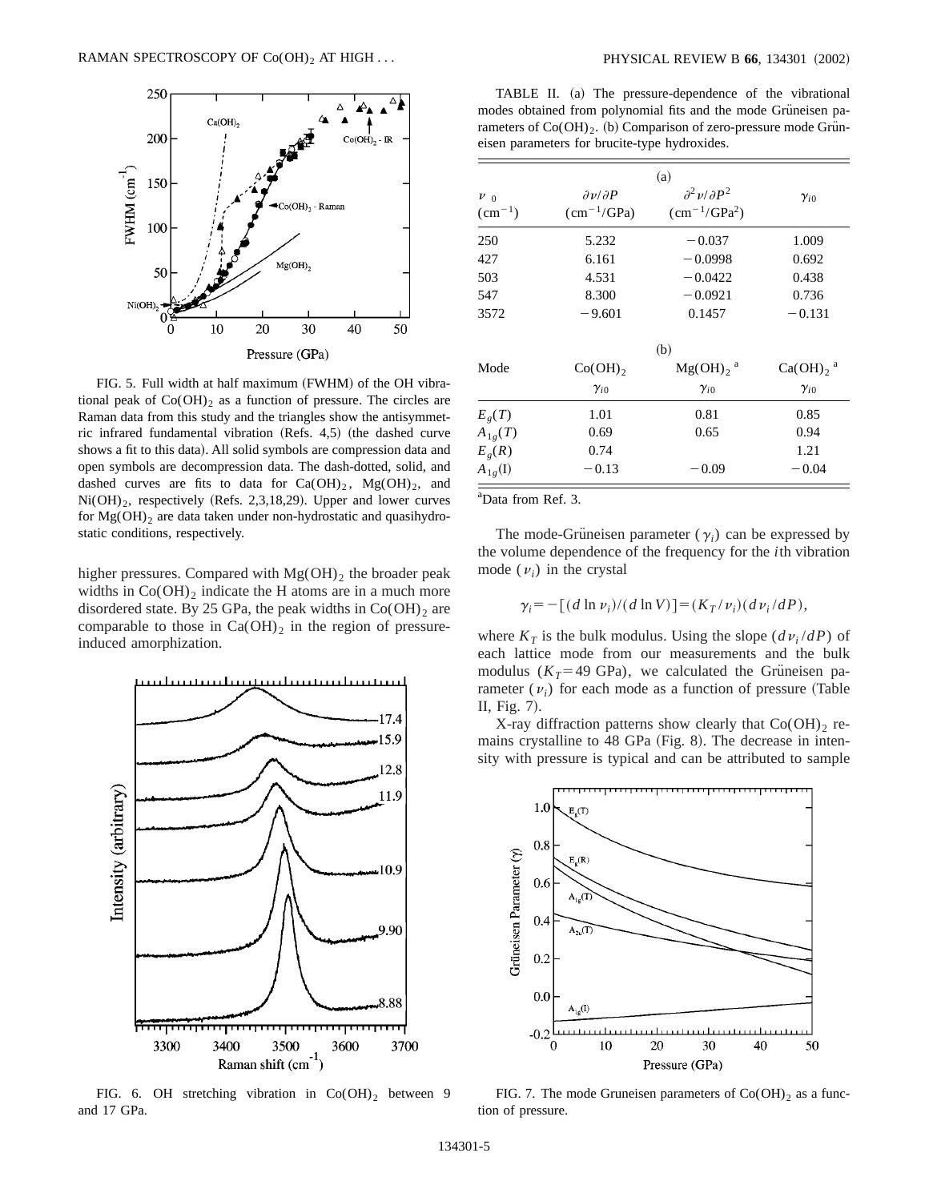FIG. 5. Full width at half maximum (FWHM) of the OH vibrational peak of $Co(OH)_2$ as a function of pressure. The circles are Raman data from this study and the triangles show the antisymmetric infrared fundamental vibration (Refs. 4,5) (the dashed curve shows a fit to this data). All solid symbols are compression data and open symbols are decompression data. The dash-dotted, solid, and dashed curves are fits to data for $Ca(OH)_2$, $Mg(OH)_2$, and $Ni(OH)_2$, respectively (Refs. 2,3,18,29). Upper and lower curves for $Mg(OH)_2$ are data taken under non-hydrostatic and quasihydrostatic conditions, respectively.

higher pressures. Compared with $Mg(OH)_2$ the broader peak widths in $Co(OH)_2$ indicate the H atoms are in a much more disordered state. By 25 GPa, the peak widths in $Co(OH)_2$ are comparable to those in $Ca(OH)_2$ in the region of pressure-induced amorphization.

FIG. 6. OH stretching vibration in $Co(OH)_2$ between 9 and 17 GPa.

TABLE II. (a) The pressure-dependence of the vibrational modes obtained from polynomial fits and the mode Grüneisen parameters of $Co(OH)_2$. (b) Comparison of zero-pressure mode Grüneisen parameters for brucite-type hydroxides.

(a)

| $\nu_0$ ($cm^{-1}$) | $\partial\nu/\partial P$ ($cm^{-1}$/GPa) | $\partial^2\nu/\partial P^2$ ($cm^{-1}$/GPa$^2$) | $\gamma_{i0}$ |
|---|---|---|---|
| 250 | 5.232 | −0.037 | 1.009 |
| 427 | 6.161 | −0.0998 | 0.692 |
| 503 | 4.531 | −0.0422 | 0.438 |
| 547 | 8.300 | −0.0921 | 0.736 |
| 3572 | −9.601 | 0.1457 | −0.131 |

(b)

| Mode | $Co(OH)_2$ $\gamma_{i0}$ | $Mg(OH)_2$ [a] $\gamma_{i0}$ | $Ca(OH)_2$ [a] $\gamma_{i0}$ |
|---|---|---|---|
| $E_g(T)$ | 1.01 | 0.81 | 0.85 |
| $A_{1g}(T)$ | 0.69 | 0.65 | 0.94 |
| $E_g(R)$ | 0.74 | | 1.21 |
| $A_{1g}$(I) | −0.13 | −0.09 | −0.04 |

[a]Data from Ref. 3.

The mode-Grüneisen parameter ($\gamma_i$) can be expressed by the volume dependence of the frequency for the $i$th vibration mode ($\nu_i$) in the crystal

$$\gamma_i = -[(d\ln\nu_i)/(d\ln V)] = (K_T/\nu_i)(d\nu_i/dP),$$

where $K_T$ is the bulk modulus. Using the slope $(d\nu_i/dP)$ of each lattice mode from our measurements and the bulk modulus ($K_T = 49$ GPa), we calculated the Grüneisen parameter ($\nu_i$) for each mode as a function of pressure (Table II, Fig. 7).

X-ray diffraction patterns show clearly that $Co(OH)_2$ remains crystalline to 48 GPa (Fig. 8). The decrease in intensity with pressure is typical and can be attributed to sample

FIG. 7. The mode Gruneisen parameters of $Co(OH)_2$ as a function of pressure.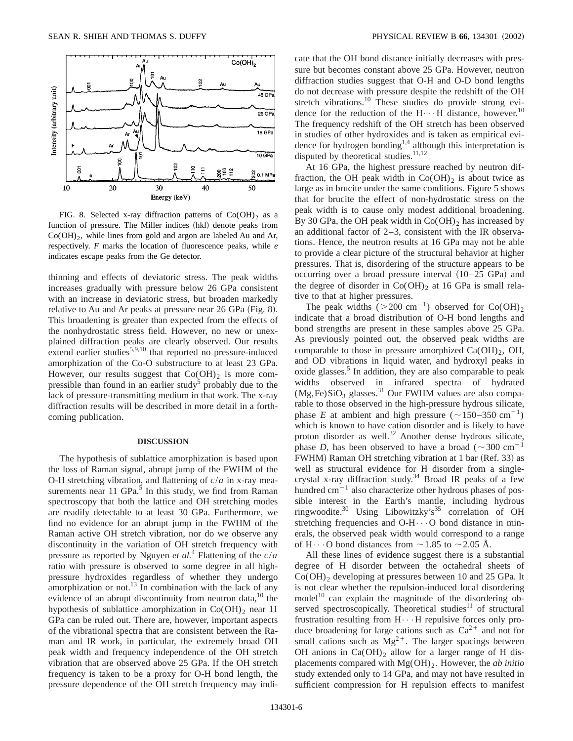FIG. 8. Selected x-ray diffraction patterns of $Co(OH)_2$ as a function of pressure. The Miller indices (hkl) denote peaks from $Co(OH)_2$, while lines from gold and argon are labeled Au and Ar, respectively. *F* marks the location of fluorescence peaks, while *e* indicates escape peaks from the Ge detector.

thinning and effects of deviatoric stress. The peak widths increases gradually with pressure below 26 GPa consistent with an increase in deviatoric stress, but broaden markedly relative to Au and Ar peaks at pressure near 26 GPa (Fig. 8). This broadening is greater than expected from the effects of the nonhydrostatic stress field. However, no new or unexplained diffraction peaks are clearly observed. Our results extend earlier studies[5,9,10] that reported no pressure-induced amorphization of the Co-O substructure to at least 23 GPa. However, our results suggest that $Co(OH)_2$ is more compressible than found in an earlier study[5] probably due to the lack of pressure-transmitting medium in that work. The x-ray diffraction results will be described in more detail in a forthcoming publication.

## DISCUSSION

The hypothesis of sublattice amorphization is based upon the loss of Raman signal, abrupt jump of the FWHM of the O-H stretching vibration, and flattening of $c/a$ in x-ray measurements near 11 GPa.[5] In this study, we find from Raman spectroscopy that both the lattice and OH stretching modes are readily detectable to at least 30 GPa. Furthermore, we find no evidence for an abrupt jump in the FWHM of the Raman active OH stretch vibration, nor do we observe any discontinuity in the variation of OH stretch frequency with pressure as reported by Nguyen *et al.*[4] Flattening of the $c/a$ ratio with pressure is observed to some degree in all high-pressure hydroxides regardless of whether they undergo amorphization or not.[13] In combination with the lack of any evidence of an abrupt discontinuity from neutron data,[10] the hypothesis of sublattice amorphization in $Co(OH)_2$ near 11 GPa can be ruled out. There are, however, important aspects of the vibrational spectra that are consistent between the Raman and IR work, in particular, the extremely broad OH peak width and frequency independence of the OH stretch vibration that are observed above 25 GPa. If the OH stretch frequency is taken to be a proxy for O-H bond length, the pressure dependence of the OH stretch frequency may indicate that the OH bond distance initially decreases with pressure but becomes constant above 25 GPa. However, neutron diffraction studies suggest that O-H and O-D bond lengths do not decrease with pressure despite the redshift of the OH stretch vibrations.[10] These studies do provide strong evidence for the reduction of the H···H distance, however.[10] The frequency redshift of the OH stretch has been observed in studies of other hydroxides and is taken as empirical evidence for hydrogen bonding[1,4] although this interpretation is disputed by theoretical studies.[11,12]

At 16 GPa, the highest pressure reached by neutron diffraction, the OH peak width in $Co(OH)_2$ is about twice as large as in brucite under the same conditions. Figure 5 shows that for brucite the effect of non-hydrostatic stress on the peak width is to cause only modest additional broadening. By 30 GPa, the OH peak width in $Co(OH)_2$ has increased by an additional factor of 2–3, consistent with the IR observations. Hence, the neutron results at 16 GPa may not be able to provide a clear picture of the structural behavior at higher pressures. That is, disordering of the structure appears to be occurring over a broad pressure interval (10–25 GPa) and the degree of disorder in $Co(OH)_2$ at 16 GPa is small relative to that at higher pressures.

The peak widths ($>200$ $cm^{-1}$) observed for $Co(OH)_2$ indicate that a broad distribution of O-H bond lengths and bond strengths are present in these samples above 25 GPa. As previously pointed out, the observed peak widths are comparable to those in pressure amorphized $Ca(OH)_2$, OH, and OD vibrations in liquid water, and hydroxyl peaks in oxide glasses.[5] In addition, they are also comparable to peak widths observed in infrared spectra of hydrated $(Mg,Fe)SiO_3$ glasses.[31] Our FWHM values are also comparable to those observed in the high-pressure hydrous silicate, phase *E* at ambient and high pressure ($\sim$150–350 $cm^{-1}$) which is known to have cation disorder and is likely to have proton disorder as well.[32] Another dense hydrous silicate, phase *D*, has been observed to have a broad ($\sim$300 $cm^{-1}$ FWHM) Raman OH stretching vibration at 1 bar (Ref. 33) as well as structural evidence for H disorder from a single-crystal x-ray diffraction study.[34] Broad IR peaks of a few hundred $cm^{-1}$ also characterize other hydrous phases of possible interest in the Earth's mantle, including hydrous ringwoodite.[30] Using Libowitzky's[35] correlation of OH stretching frequencies and O-H···O bond distance in minerals, the observed peak width would correspond to a range of H···O bond distances from $\sim$1.85 to $\sim$2.05 Å.

All these lines of evidence suggest there is a substantial degree of H disorder between the octahedral sheets of $Co(OH)_2$ developing at pressures between 10 and 25 GPa. It is not clear whether the repulsion-induced local disordering model[10] can explain the magnitude of the disordering observed spectroscopically. Theoretical studies[11] of structural frustration resulting from H···H repulsive forces only produce broadening for large cations such as $Ca^{2+}$ and not for small cations such as $Mg^{2+}$. The larger spacings between OH anions in $Ca(OH)_2$ allow for a larger range of H displacements compared with $Mg(OH)_2$. However, the *ab initio* study extended only to 14 GPa, and may not have resulted in sufficient compression for H repulsion effects to manifest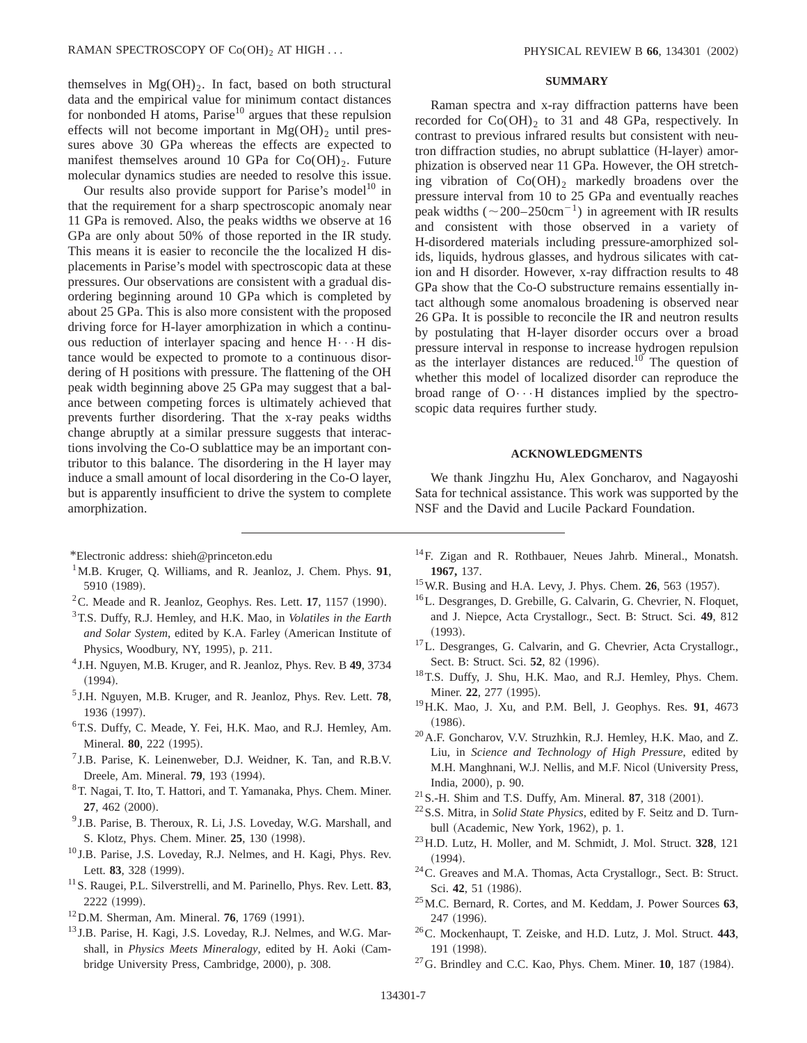themselves in $Mg(OH)_2$. In fact, based on both structural data and the empirical value for minimum contact distances for nonbonded H atoms, Parise[10] argues that these repulsion effects will not become important in $Mg(OH)_2$ until pressures above 30 GPa whereas the effects are expected to manifest themselves around 10 GPa for $Co(OH)_2$. Future molecular dynamics studies are needed to resolve this issue.

Our results also provide support for Parise's model[10] in that the requirement for a sharp spectroscopic anomaly near 11 GPa is removed. Also, the peaks widths we observe at 16 GPa are only about 50% of those reported in the IR study. This means it is easier to reconcile the the localized H displacements in Parise's model with spectroscopic data at these pressures. Our observations are consistent with a gradual disordering beginning around 10 GPa which is completed by about 25 GPa. This is also more consistent with the proposed driving force for H-layer amorphization in which a continuous reduction of interlayer spacing and hence H···H distance would be expected to promote to a continuous disordering of H positions with pressure. The flattening of the OH peak width beginning above 25 GPa may suggest that a balance between competing forces is ultimately achieved that prevents further disordering. That the x-ray peaks widths change abruptly at a similar pressure suggests that interactions involving the Co-O sublattice may be an important contributor to this balance. The disordering in the H layer may induce a small amount of local disordering in the Co-O layer, but is apparently insufficient to drive the system to complete amorphization.

## SUMMARY

Raman spectra and x-ray diffraction patterns have been recorded for $Co(OH)_2$ to 31 and 48 GPa, respectively. In contrast to previous infrared results but consistent with neutron diffraction studies, no abrupt sublattice (H-layer) amorphization is observed near 11 GPa. However, the OH stretching vibration of $Co(OH)_2$ markedly broadens over the pressure interval from 10 to 25 GPa and eventually reaches peak widths ($\sim$200–250$\text{cm}^{-1}$) in agreement with IR results and consistent with those observed in a variety of H-disordered materials including pressure-amorphized solids, liquids, hydrous glasses, and hydrous silicates with cation and H disorder. However, x-ray diffraction results to 48 GPa show that the Co-O substructure remains essentially intact although some anomalous broadening is observed near 26 GPa. It is possible to reconcile the IR and neutron results by postulating that H-layer disorder occurs over a broad pressure interval in response to increase hydrogen repulsion as the interlayer distances are reduced.[10] The question of whether this model of localized disorder can reproduce the broad range of O···H distances implied by the spectroscopic data requires further study.

## ACKNOWLEDGMENTS

We thank Jingzhu Hu, Alex Goncharov, and Nagayoshi Sata for technical assistance. This work was supported by the NSF and the David and Lucile Packard Foundation.

---

*Electronic address: shieh@princeton.edu

[1] M.B. Kruger, Q. Williams, and R. Jeanloz, J. Chem. Phys. **91**, 5910 (1989).

[2] C. Meade and R. Jeanloz, Geophys. Res. Lett. **17**, 1157 (1990).

[3] T.S. Duffy, R.J. Hemley, and H.K. Mao, in *Volatiles in the Earth and Solar System*, edited by K.A. Farley (American Institute of Physics, Woodbury, NY, 1995), p. 211.

[4] J.H. Nguyen, M.B. Kruger, and R. Jeanloz, Phys. Rev. B **49**, 3734 (1994).

[5] J.H. Nguyen, M.B. Kruger, and R. Jeanloz, Phys. Rev. Lett. **78**, 1936 (1997).

[6] T.S. Duffy, C. Meade, Y. Fei, H.K. Mao, and R.J. Hemley, Am. Mineral. **80**, 222 (1995).

[7] J.B. Parise, K. Leinenweber, D.J. Weidner, K. Tan, and R.B.V. Dreele, Am. Mineral. **79**, 193 (1994).

[8] T. Nagai, T. Ito, T. Hattori, and T. Yamanaka, Phys. Chem. Miner. **27**, 462 (2000).

[9] J.B. Parise, B. Theroux, R. Li, J.S. Loveday, W.G. Marshall, and S. Klotz, Phys. Chem. Miner. **25**, 130 (1998).

[10] J.B. Parise, J.S. Loveday, R.J. Nelmes, and H. Kagi, Phys. Rev. Lett. **83**, 328 (1999).

[11] S. Raugei, P.L. Silverstrelli, and M. Parinello, Phys. Rev. Lett. **83**, 2222 (1999).

[12] D.M. Sherman, Am. Mineral. **76**, 1769 (1991).

[13] J.B. Parise, H. Kagi, J.S. Loveday, R.J. Nelmes, and W.G. Marshall, in *Physics Meets Mineralogy*, edited by H. Aoki (Cambridge University Press, Cambridge, 2000), p. 308.

[14] F. Zigan and R. Rothbauer, Neues Jahrb. Mineral., Monatsh. **1967,** 137.

[15] W.R. Busing and H.A. Levy, J. Phys. Chem. **26**, 563 (1957).

[16] L. Desgranges, D. Grebille, G. Calvarin, G. Chevrier, N. Floquet, and J. Niepce, Acta Crystallogr., Sect. B: Struct. Sci. **49**, 812 (1993).

[17] L. Desgranges, G. Calvarin, and G. Chevrier, Acta Crystallogr., Sect. B: Struct. Sci. **52**, 82 (1996).

[18] T.S. Duffy, J. Shu, H.K. Mao, and R.J. Hemley, Phys. Chem. Miner. **22**, 277 (1995).

[19] H.K. Mao, J. Xu, and P.M. Bell, J. Geophys. Res. **91**, 4673 (1986).

[20] A.F. Goncharov, V.V. Struzhkin, R.J. Hemley, H.K. Mao, and Z. Liu, in *Science and Technology of High Pressure*, edited by M.H. Manghnani, W.J. Nellis, and M.F. Nicol (University Press, India, 2000), p. 90.

[21] S.-H. Shim and T.S. Duffy, Am. Mineral. **87**, 318 (2001).

[22] S.S. Mitra, in *Solid State Physics*, edited by F. Seitz and D. Turnbull (Academic, New York, 1962), p. 1.

[23] H.D. Lutz, H. Moller, and M. Schmidt, J. Mol. Struct. **328**, 121 (1994).

[24] C. Greaves and M.A. Thomas, Acta Crystallogr., Sect. B: Struct. Sci. **42**, 51 (1986).

[25] M.C. Bernard, R. Cortes, and M. Keddam, J. Power Sources **63**, 247 (1996).

[26] C. Mockenhaupt, T. Zeiske, and H.D. Lutz, J. Mol. Struct. **443**, 191 (1998).

[27] G. Brindley and C.C. Kao, Phys. Chem. Miner. **10**, 187 (1984).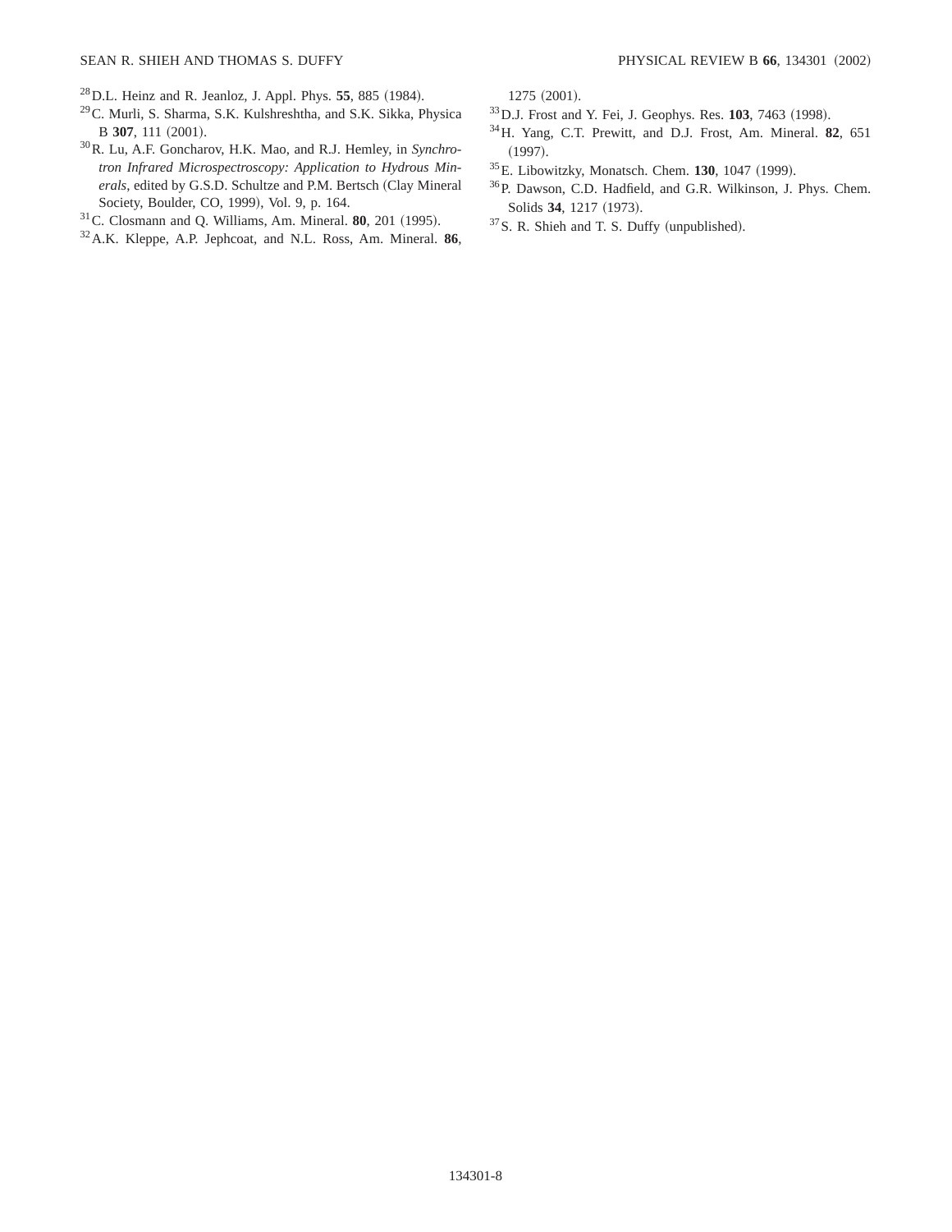[28] D.L. Heinz and R. Jeanloz, J. Appl. Phys. **55**, 885 (1984).

[29] C. Murli, S. Sharma, S.K. Kulshreshtha, and S.K. Sikka, Physica B **307**, 111 (2001).

[30] R. Lu, A.F. Goncharov, H.K. Mao, and R.J. Hemley, in *Synchrotron Infrared Microspectroscopy: Application to Hydrous Minerals*, edited by G.S.D. Schultze and P.M. Bertsch (Clay Mineral Society, Boulder, CO, 1999), Vol. 9, p. 164.

[31] C. Closmann and Q. Williams, Am. Mineral. **80**, 201 (1995).

[32] A.K. Kleppe, A.P. Jephcoat, and N.L. Ross, Am. Mineral. **86**, 1275 (2001).

[33] D.J. Frost and Y. Fei, J. Geophys. Res. **103**, 7463 (1998).

[34] H. Yang, C.T. Prewitt, and D.J. Frost, Am. Mineral. **82**, 651 (1997).

[35] E. Libowitzky, Monatsch. Chem. **130**, 1047 (1999).

[36] P. Dawson, C.D. Hadfield, and G.R. Wilkinson, J. Phys. Chem. Solids **34**, 1217 (1973).

[37] S. R. Shieh and T. S. Duffy (unpublished).